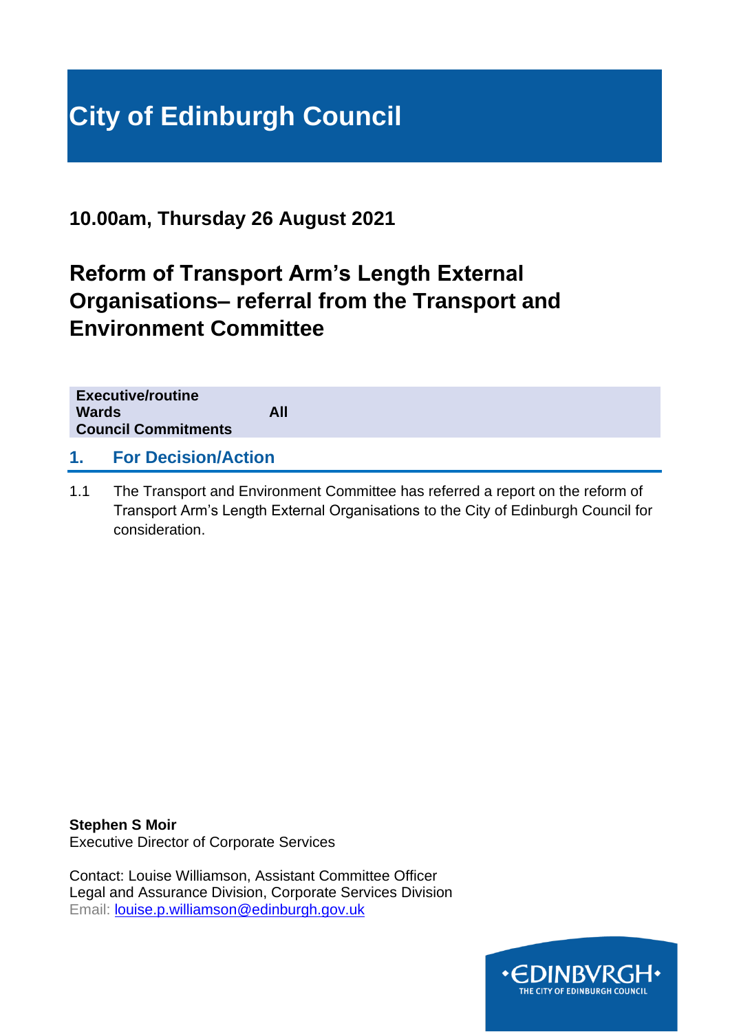# City of Edinburgh Council

**10.00am, Thursday 26 August 2021**

## Reformof Transport Arm's Length External Organisations– referral from the Transport and Environment Committee

| | |
|---|---|
| **Executive/routine** | |
| **Wards** | **All** |
| **Council Commitments** | |

## 1. For Decision/Action

1.1 The Transport and Environment Committee has referred a report on the reform of Transport Arm's Length External Organisations to the City of Edinburgh Council for consideration.

**Stephen S Moir**
Executive Director of Corporate Services

Contact: Louise Williamson, Assistant Committee Officer
Legal and Assurance Division, Corporate Services Division
Email: louise.p.williamson@edinburgh.gov.uk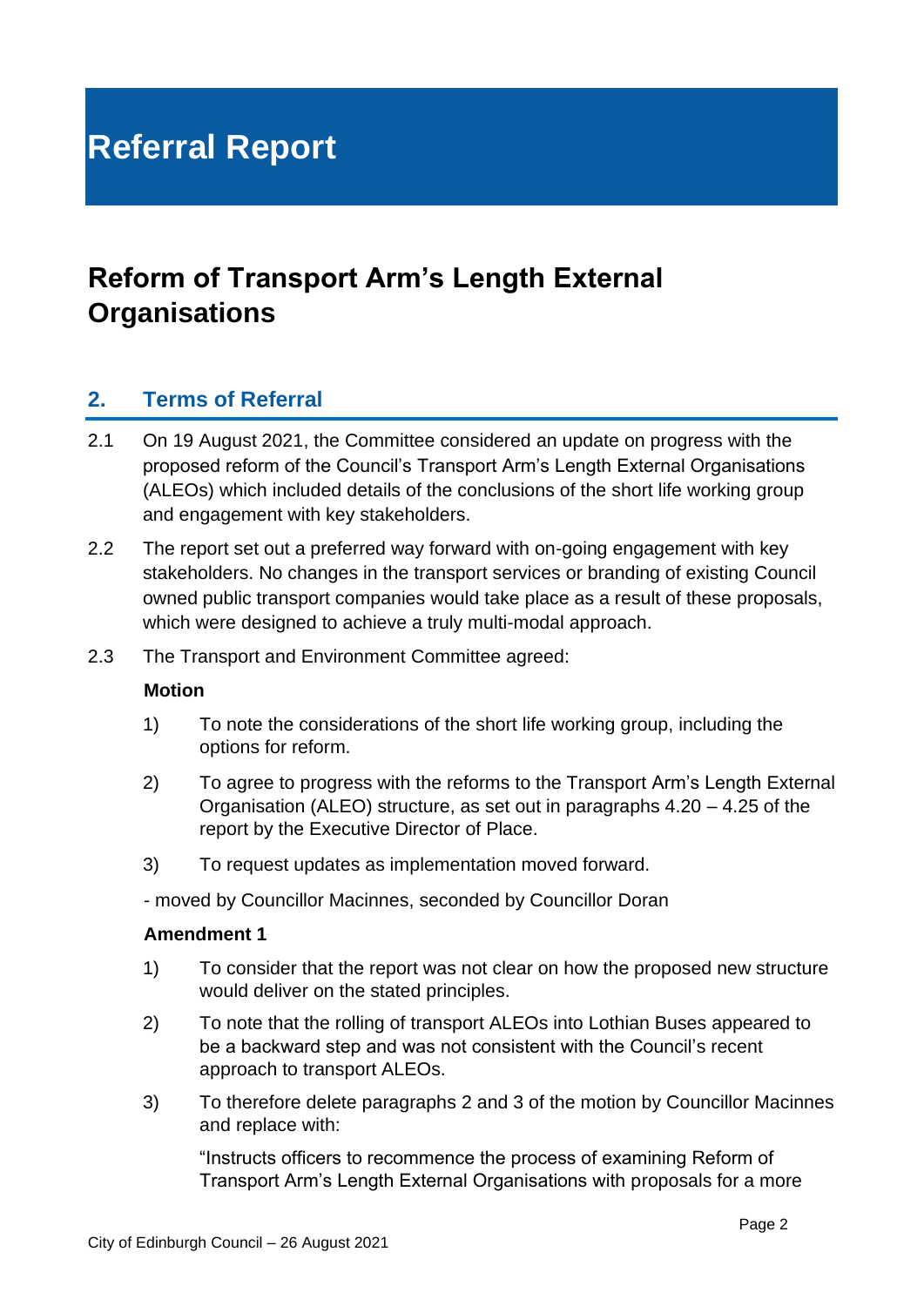# Referral Report

# Reform of Transport Arm's Length External Organisations

## 2. Terms of Referral

2.1 On 19 August 2021, the Committee considered an update on progress with the proposed reform of the Council's Transport Arm's Length External Organisations (ALEOs) which included details of the conclusions of the short life working group and engagement with key stakeholders.

2.2 The report set out a preferred way forward with on-going engagement with key stakeholders. No changes in the transport services or branding of existing Council owned public transport companies would take place as a result of these proposals, which were designed to achieve a truly multi-modal approach.

2.3 The Transport and Environment Committee agreed:

**Motion**

1) To note the considerations of the short life working group, including the options for reform.

2) To agree to progress with the reforms to the Transport Arm's Length External Organisation (ALEO) structure, as set out in paragraphs 4.20 – 4.25 of the report by the Executive Director of Place.

3) To request updates as implementation moved forward.

- moved by Councillor Macinnes, seconded by Councillor Doran

**Amendment 1**

1) To consider that the report was not clear on how the proposed new structure would deliver on the stated principles.

2) To note that the rolling of transport ALEOs into Lothian Buses appeared to be a backward step and was not consistent with the Council's recent approach to transport ALEOs.

3) To therefore delete paragraphs 2 and 3 of the motion by Councillor Macinnes and replace with:

"Instructs officers to recommence the process of examining Reform of Transport Arm's Length External Organisations with proposals for a more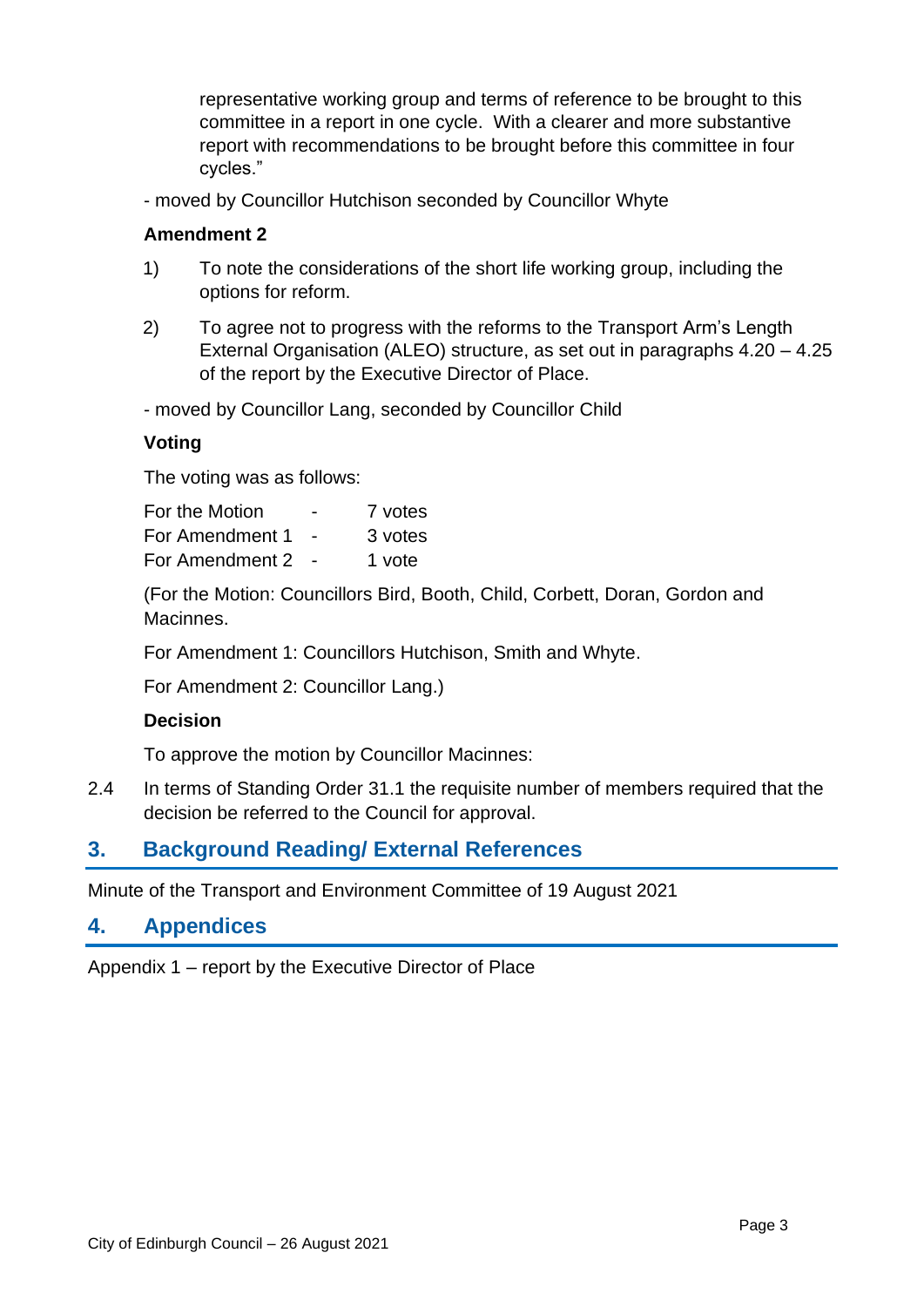representative working group and terms of reference to be brought to this committee in a report in one cycle. With a clearer and more substantive report with recommendations to be brought before this committee in four cycles."

- moved by Councillor Hutchison seconded by Councillor Whyte

**Amendment 2**

1) To note the considerations of the short life working group, including the options for reform.

2) To agree not to progress with the reforms to the Transport Arm's Length External Organisation (ALEO) structure, as set out in paragraphs 4.20 – 4.25 of the report by the Executive Director of Place.

- moved by Councillor Lang, seconded by Councillor Child

**Voting**

The voting was as follows:

| | | |
|---|---|---|
| For the Motion | - | 7 votes |
| For Amendment 1 | - | 3 votes |
| For Amendment 2 | - | 1 vote |

(For the Motion: Councillors Bird, Booth, Child, Corbett, Doran, Gordon and Macinnes.

For Amendment 1: Councillors Hutchison, Smith and Whyte.

For Amendment 2: Councillor Lang.)

**Decision**

To approve the motion by Councillor Macinnes:

2.4 In terms of Standing Order 31.1 the requisite number of members required that the decision be referred to the Council for approval.

## 3. Background Reading/ External References

Minute of the Transport and Environment Committee of 19 August 2021

## 4. Appendices

Appendix 1 – report by the Executive Director of Place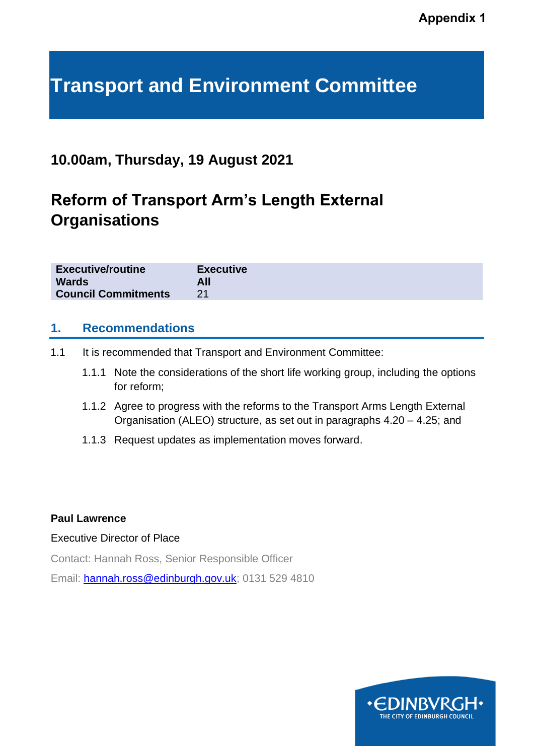**Appendix 1**

# Transport and Environment Committee

## 10.00am, Thursday, 19 August 2021

## Reform of Transport Arm's Length External Organisations

| | |
|---|---|
| **Executive/routine** | **Executive** |
| **Wards** | **All** |
| **Council Commitments** | 21 |

## 1. Recommendations

1.1 It is recommended that Transport and Environment Committee:

1.1.1 Note the considerations of the short life working group, including the options for reform;

1.1.2 Agree to progress with the reforms to the Transport Arms Length External Organisation (ALEO) structure, as set out in paragraphs 4.20 – 4.25; and

1.1.3 Request updates as implementation moves forward.

**Paul Lawrence**

Executive Director of Place

Contact: Hannah Ross, Senior Responsible Officer

Email: hannah.ross@edinburgh.gov.uk; 0131 529 4810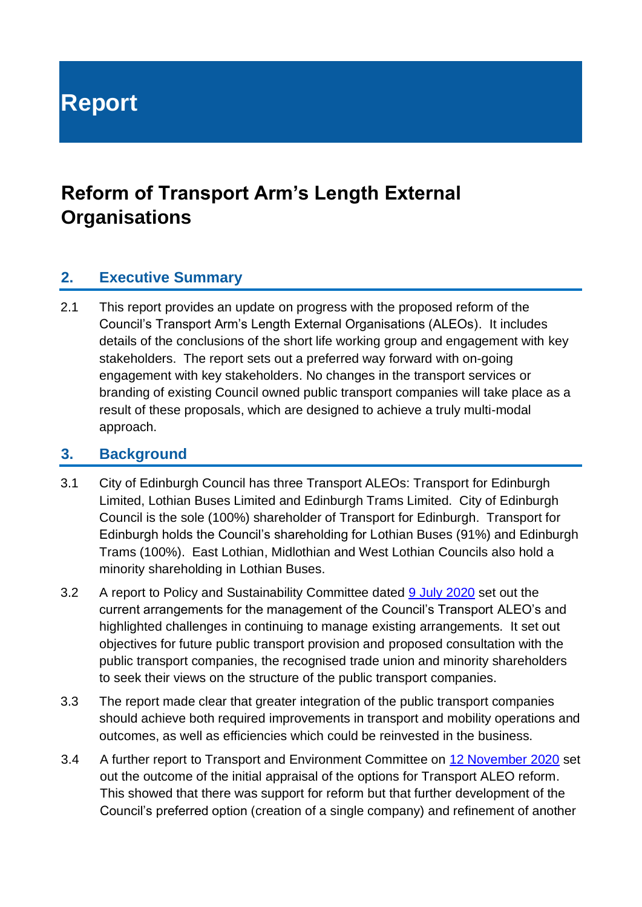# Report

## Reform of Transport Arm's Length External Organisations

### 2. Executive Summary

2.1 This report provides an update on progress with the proposed reform of the Council's Transport Arm's Length External Organisations (ALEOs). It includes details of the conclusions of the short life working group and engagement with key stakeholders. The report sets out a preferred way forward with on-going engagement with key stakeholders. No changes in the transport services or branding of existing Council owned public transport companies will take place as a result of these proposals, which are designed to achieve a truly multi-modal approach.

### 3. Background

3.1 City of Edinburgh Council has three Transport ALEOs: Transport for Edinburgh Limited, Lothian Buses Limited and Edinburgh Trams Limited. City of Edinburgh Council is the sole (100%) shareholder of Transport for Edinburgh. Transport for Edinburgh holds the Council's shareholding for Lothian Buses (91%) and Edinburgh Trams (100%). East Lothian, Midlothian and West Lothian Councils also hold a minority shareholding in Lothian Buses.

3.2 A report to Policy and Sustainability Committee dated [9 July 2020] set out the current arrangements for the management of the Council's Transport ALEO's and highlighted challenges in continuing to manage existing arrangements. It set out objectives for future public transport provision and proposed consultation with the public transport companies, the recognised trade union and minority shareholders to seek their views on the structure of the public transport companies.

3.3 The report made clear that greater integration of the public transport companies should achieve both required improvements in transport and mobility operations and outcomes, as well as efficiencies which could be reinvested in the business.

3.4 A further report to Transport and Environment Committee on [12 November 2020] set out the outcome of the initial appraisal of the options for Transport ALEO reform. This showed that there was support for reform but that further development of the Council's preferred option (creation of a single company) and refinement of another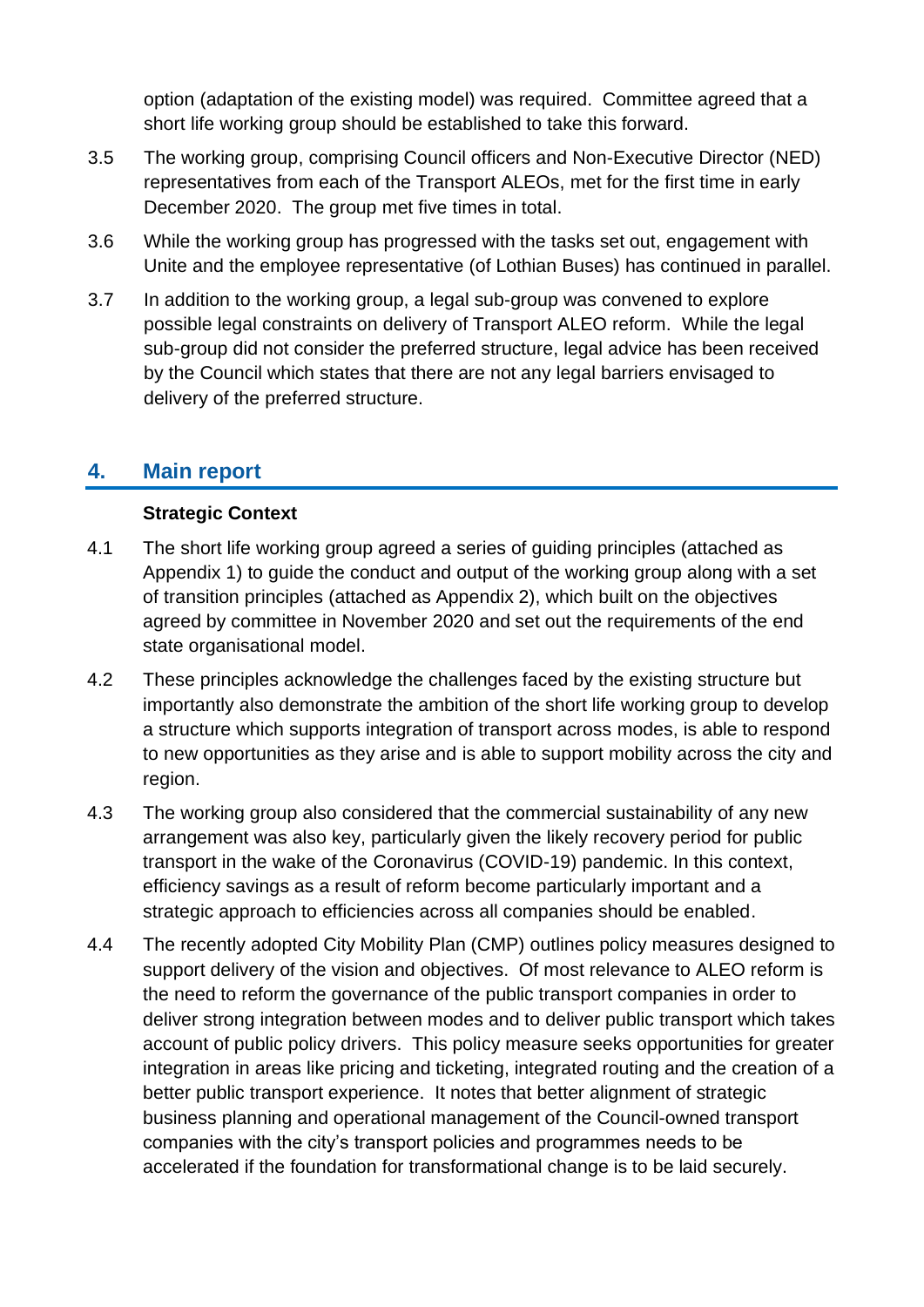option (adaptation of the existing model) was required. Committee agreed that a short life working group should be established to take this forward.

3.5 The working group, comprising Council officers and Non-Executive Director (NED) representatives from each of the Transport ALEOs, met for the first time in early December 2020. The group met five times in total.

3.6 While the working group has progressed with the tasks set out, engagement with Unite and the employee representative (of Lothian Buses) has continued in parallel.

3.7 In addition to the working group, a legal sub-group was convened to explore possible legal constraints on delivery of Transport ALEO reform. While the legal sub-group did not consider the preferred structure, legal advice has been received by the Council which states that there are not any legal barriers envisaged to delivery of the preferred structure.

## 4. Main report

**Strategic Context**

4.1 The short life working group agreed a series of guiding principles (attached as Appendix 1) to guide the conduct and output of the working group along with a set of transition principles (attached as Appendix 2), which built on the objectives agreed by committee in November 2020 and set out the requirements of the end state organisational model.

4.2 These principles acknowledge the challenges faced by the existing structure but importantly also demonstrate the ambition of the short life working group to develop a structure which supports integration of transport across modes, is able to respond to new opportunities as they arise and is able to support mobility across the city and region.

4.3 The working group also considered that the commercial sustainability of any new arrangement was also key, particularly given the likely recovery period for public transport in the wake of the Coronavirus (COVID-19) pandemic. In this context, efficiency savings as a result of reform become particularly important and a strategic approach to efficiencies across all companies should be enabled.

4.4 The recently adopted City Mobility Plan (CMP) outlines policy measures designed to support delivery of the vision and objectives. Of most relevance to ALEO reform is the need to reform the governance of the public transport companies in order to deliver strong integration between modes and to deliver public transport which takes account of public policy drivers. This policy measure seeks opportunities for greater integration in areas like pricing and ticketing, integrated routing and the creation of a better public transport experience. It notes that better alignment of strategic business planning and operational management of the Council-owned transport companies with the city's transport policies and programmes needs to be accelerated if the foundation for transformational change is to be laid securely.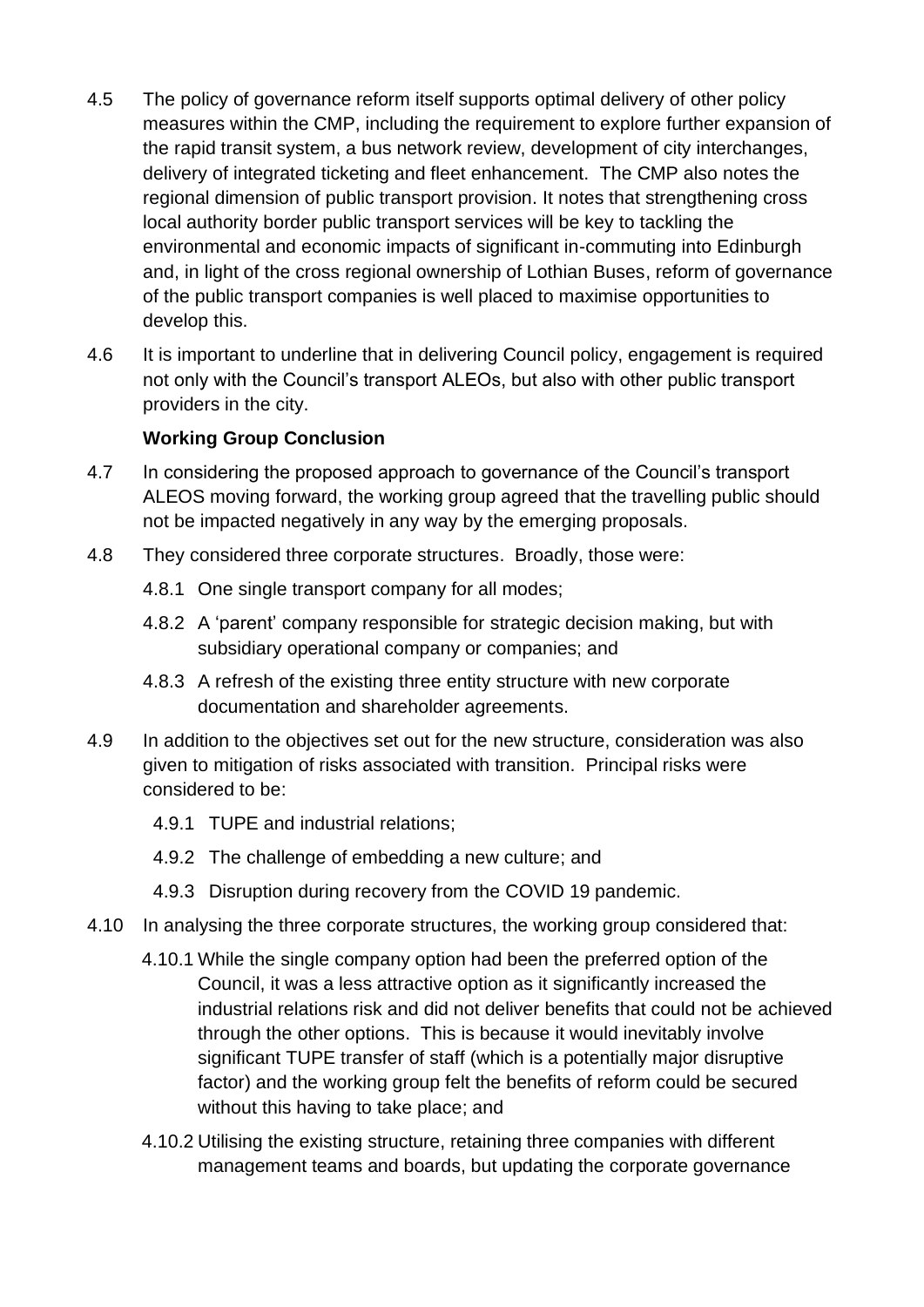4.5 The policy of governance reform itself supports optimal delivery of other policy measures within the CMP, including the requirement to explore further expansion of the rapid transit system, a bus network review, development of city interchanges, delivery of integrated ticketing and fleet enhancement. The CMP also notes the regional dimension of public transport provision. It notes that strengthening cross local authority border public transport services will be key to tackling the environmental and economic impacts of significant in-commuting into Edinburgh and, in light of the cross regional ownership of Lothian Buses, reform of governance of the public transport companies is well placed to maximise opportunities to develop this.

4.6 It is important to underline that in delivering Council policy, engagement is required not only with the Council's transport ALEOs, but also with other public transport providers in the city.

**Working Group Conclusion**

4.7 In considering the proposed approach to governance of the Council's transport ALEOS moving forward, the working group agreed that the travelling public should not be impacted negatively in any way by the emerging proposals.

4.8 They considered three corporate structures. Broadly, those were:

4.8.1 One single transport company for all modes;

4.8.2 A 'parent' company responsible for strategic decision making, but with subsidiary operational company or companies; and

4.8.3 A refresh of the existing three entity structure with new corporate documentation and shareholder agreements.

4.9 In addition to the objectives set out for the new structure, consideration was also given to mitigation of risks associated with transition. Principal risks were considered to be:

4.9.1 TUPE and industrial relations;

4.9.2 The challenge of embedding a new culture; and

4.9.3 Disruption during recovery from the COVID 19 pandemic.

4.10 In analysing the three corporate structures, the working group considered that:

4.10.1 While the single company option had been the preferred option of the Council, it was a less attractive option as it significantly increased the industrial relations risk and did not deliver benefits that could not be achieved through the other options. This is because it would inevitably involve significant TUPE transfer of staff (which is a potentially major disruptive factor) and the working group felt the benefits of reform could be secured without this having to take place; and

4.10.2 Utilising the existing structure, retaining three companies with different management teams and boards, but updating the corporate governance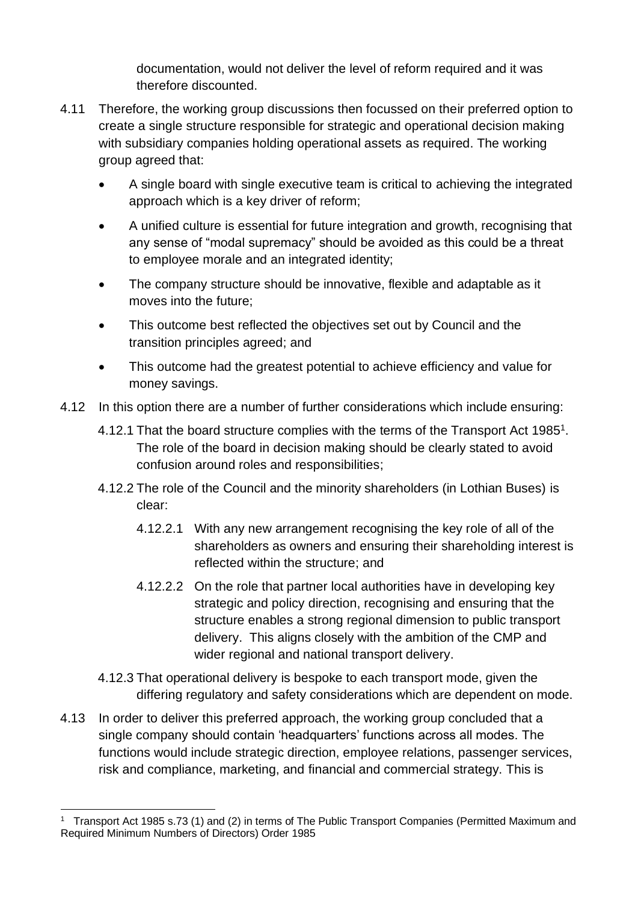documentation, would not deliver the level of reform required and it was therefore discounted.

4.11 Therefore, the working group discussions then focussed on their preferred option to create a single structure responsible for strategic and operational decision making with subsidiary companies holding operational assets as required. The working group agreed that:

- A single board with single executive team is critical to achieving the integrated approach which is a key driver of reform;
- A unified culture is essential for future integration and growth, recognising that any sense of "modal supremacy" should be avoided as this could be a threat to employee morale and an integrated identity;
- The company structure should be innovative, flexible and adaptable as it moves into the future;
- This outcome best reflected the objectives set out by Council and the transition principles agreed; and
- This outcome had the greatest potential to achieve efficiency and value for money savings.

4.12 In this option there are a number of further considerations which include ensuring:

4.12.1 That the board structure complies with the terms of the Transport Act 1985[1]. The role of the board in decision making should be clearly stated to avoid confusion around roles and responsibilities;

4.12.2 The role of the Council and the minority shareholders (in Lothian Buses) is clear:

4.12.2.1 With any new arrangement recognising the key role of all of the shareholders as owners and ensuring their shareholding interest is reflected within the structure; and

4.12.2.2 On the role that partner local authorities have in developing key strategic and policy direction, recognising and ensuring that the structure enables a strong regional dimension to public transport delivery. This aligns closely with the ambition of the CMP and wider regional and national transport delivery.

4.12.3 That operational delivery is bespoke to each transport mode, given the differing regulatory and safety considerations which are dependent on mode.

4.13 In order to deliver this preferred approach, the working group concluded that a single company should contain 'headquarters' functions across all modes. The functions would include strategic direction, employee relations, passenger services, risk and compliance, marketing, and financial and commercial strategy. This is

[1] Transport Act 1985 s.73 (1) and (2) in terms of The Public Transport Companies (Permitted Maximum and Required Minimum Numbers of Directors) Order 1985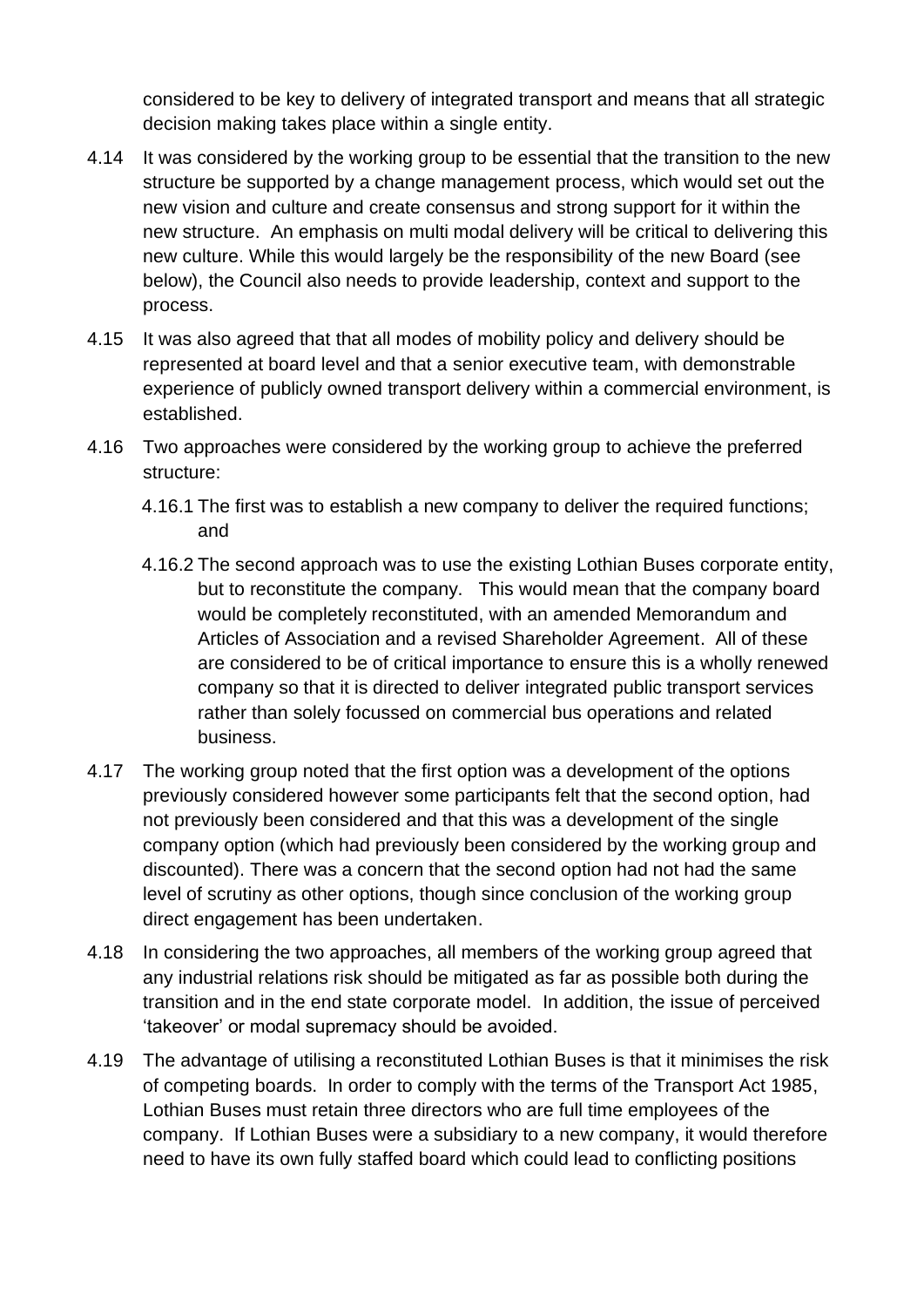considered to be key to delivery of integrated transport and means that all strategic decision making takes place within a single entity.

4.14 It was considered by the working group to be essential that the transition to the new structure be supported by a change management process, which would set out the new vision and culture and create consensus and strong support for it within the new structure. An emphasis on multi modal delivery will be critical to delivering this new culture. While this would largely be the responsibility of the new Board (see below), the Council also needs to provide leadership, context and support to the process.

4.15 It was also agreed that that all modes of mobility policy and delivery should be represented at board level and that a senior executive team, with demonstrable experience of publicly owned transport delivery within a commercial environment, is established.

4.16 Two approaches were considered by the working group to achieve the preferred structure:

4.16.1 The first was to establish a new company to deliver the required functions; and

4.16.2 The second approach was to use the existing Lothian Buses corporate entity, but to reconstitute the company. This would mean that the company board would be completely reconstituted, with an amended Memorandum and Articles of Association and a revised Shareholder Agreement. All of these are considered to be of critical importance to ensure this is a wholly renewed company so that it is directed to deliver integrated public transport services rather than solely focussed on commercial bus operations and related business.

4.17 The working group noted that the first option was a development of the options previously considered however some participants felt that the second option, had not previously been considered and that this was a development of the single company option (which had previously been considered by the working group and discounted). There was a concern that the second option had not had the same level of scrutiny as other options, though since conclusion of the working group direct engagement has been undertaken.

4.18 In considering the two approaches, all members of the working group agreed that any industrial relations risk should be mitigated as far as possible both during the transition and in the end state corporate model. In addition, the issue of perceived 'takeover' or modal supremacy should be avoided.

4.19 The advantage of utilising a reconstituted Lothian Buses is that it minimises the risk of competing boards. In order to comply with the terms of the Transport Act 1985, Lothian Buses must retain three directors who are full time employees of the company. If Lothian Buses were a subsidiary to a new company, it would therefore need to have its own fully staffed board which could lead to conflicting positions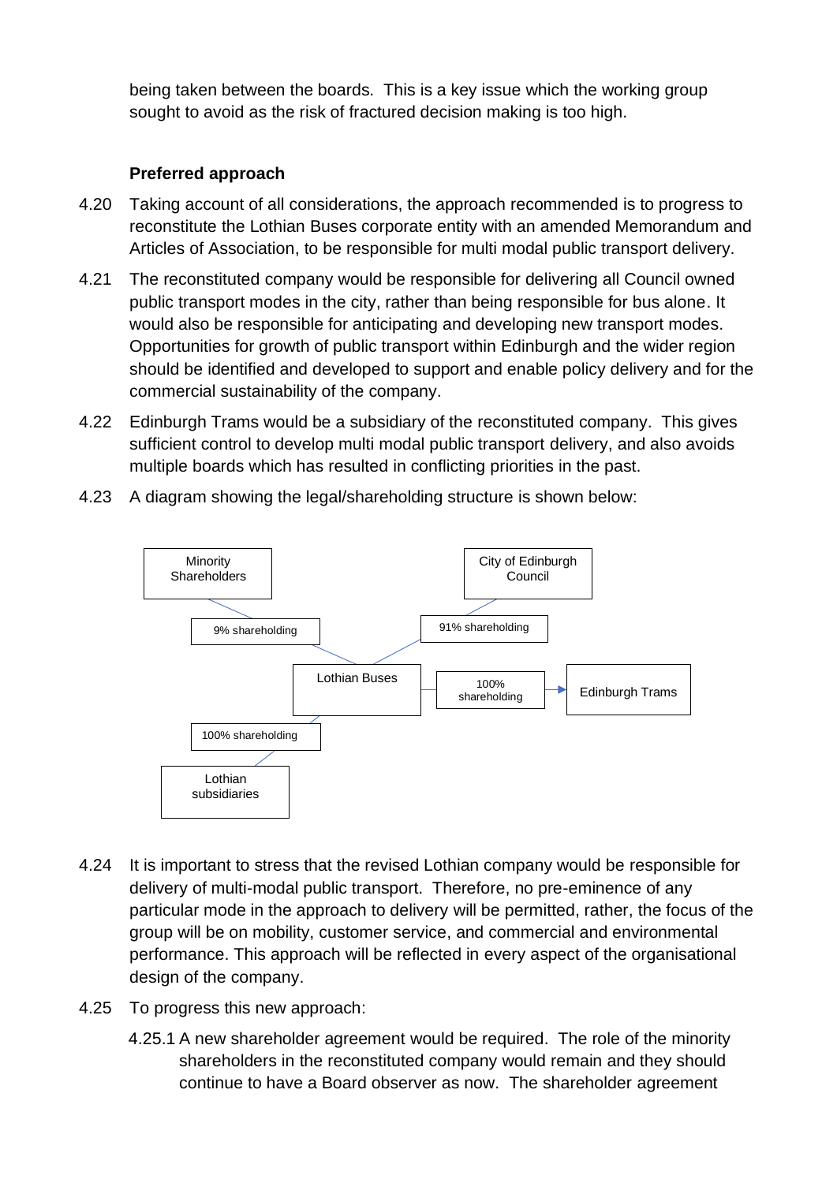being taken between the boards. This is a key issue which the working group sought to avoid as the risk of fractured decision making is too high.

### Preferred approach

4.20 Taking account of all considerations, the approach recommended is to progress to reconstitute the Lothian Buses corporate entity with an amended Memorandum and Articles of Association, to be responsible for multi modal public transport delivery.

4.21 The reconstituted company would be responsible for delivering all Council owned public transport modes in the city, rather than being responsible for bus alone. It would also be responsible for anticipating and developing new transport modes. Opportunities for growth of public transport within Edinburgh and the wider region should be identified and developed to support and enable policy delivery and for the commercial sustainability of the company.

4.22 Edinburgh Trams would be a subsidiary of the reconstituted company. This gives sufficient control to develop multi modal public transport delivery, and also avoids multiple boards which has resulted in conflicting priorities in the past.

4.23 A diagram showing the legal/shareholding structure is shown below:

Minority Shareholders — 9% shareholding → Lothian Buses

City of Edinburgh Council — 91% shareholding → Lothian Buses

Lothian Buses — 100% shareholding → Edinburgh Trams

Lothian Buses — 100% shareholding → Lothian subsidiaries

4.24 It is important to stress that the revised Lothian company would be responsible for delivery of multi-modal public transport. Therefore, no pre-eminence of any particular mode in the approach to delivery will be permitted, rather, the focus of the group will be on mobility, customer service, and commercial and environmental performance. This approach will be reflected in every aspect of the organisational design of the company.

4.25 To progress this new approach:

4.25.1 A new shareholder agreement would be required. The role of the minority shareholders in the reconstituted company would remain and they should continue to have a Board observer as now. The shareholder agreement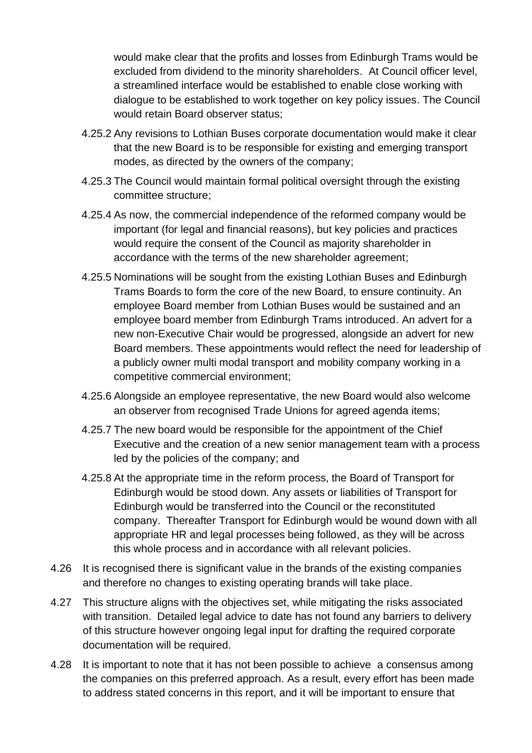would make clear that the profits and losses from Edinburgh Trams would be excluded from dividend to the minority shareholders. At Council officer level, a streamlined interface would be established to enable close working with dialogue to be established to work together on key policy issues. The Council would retain Board observer status;

4.25.2 Any revisions to Lothian Buses corporate documentation would make it clear that the new Board is to be responsible for existing and emerging transport modes, as directed by the owners of the company;

4.25.3 The Council would maintain formal political oversight through the existing committee structure;

4.25.4 As now, the commercial independence of the reformed company would be important (for legal and financial reasons), but key policies and practices would require the consent of the Council as majority shareholder in accordance with the terms of the new shareholder agreement;

4.25.5 Nominations will be sought from the existing Lothian Buses and Edinburgh Trams Boards to form the core of the new Board, to ensure continuity. An employee Board member from Lothian Buses would be sustained and an employee board member from Edinburgh Trams introduced. An advert for a new non-Executive Chair would be progressed, alongside an advert for new Board members. These appointments would reflect the need for leadership of a publicly owner multi modal transport and mobility company working in a competitive commercial environment;

4.25.6 Alongside an employee representative, the new Board would also welcome an observer from recognised Trade Unions for agreed agenda items;

4.25.7 The new board would be responsible for the appointment of the Chief Executive and the creation of a new senior management team with a process led by the policies of the company; and

4.25.8 At the appropriate time in the reform process, the Board of Transport for Edinburgh would be stood down. Any assets or liabilities of Transport for Edinburgh would be transferred into the Council or the reconstituted company. Thereafter Transport for Edinburgh would be wound down with all appropriate HR and legal processes being followed, as they will be across this whole process and in accordance with all relevant policies.

4.26 It is recognised there is significant value in the brands of the existing companies and therefore no changes to existing operating brands will take place.

4.27 This structure aligns with the objectives set, while mitigating the risks associated with transition. Detailed legal advice to date has not found any barriers to delivery of this structure however ongoing legal input for drafting the required corporate documentation will be required.

4.28 It is important to note that it has not been possible to achieve a consensus among the companies on this preferred approach. As a result, every effort has been made to address stated concerns in this report, and it will be important to ensure that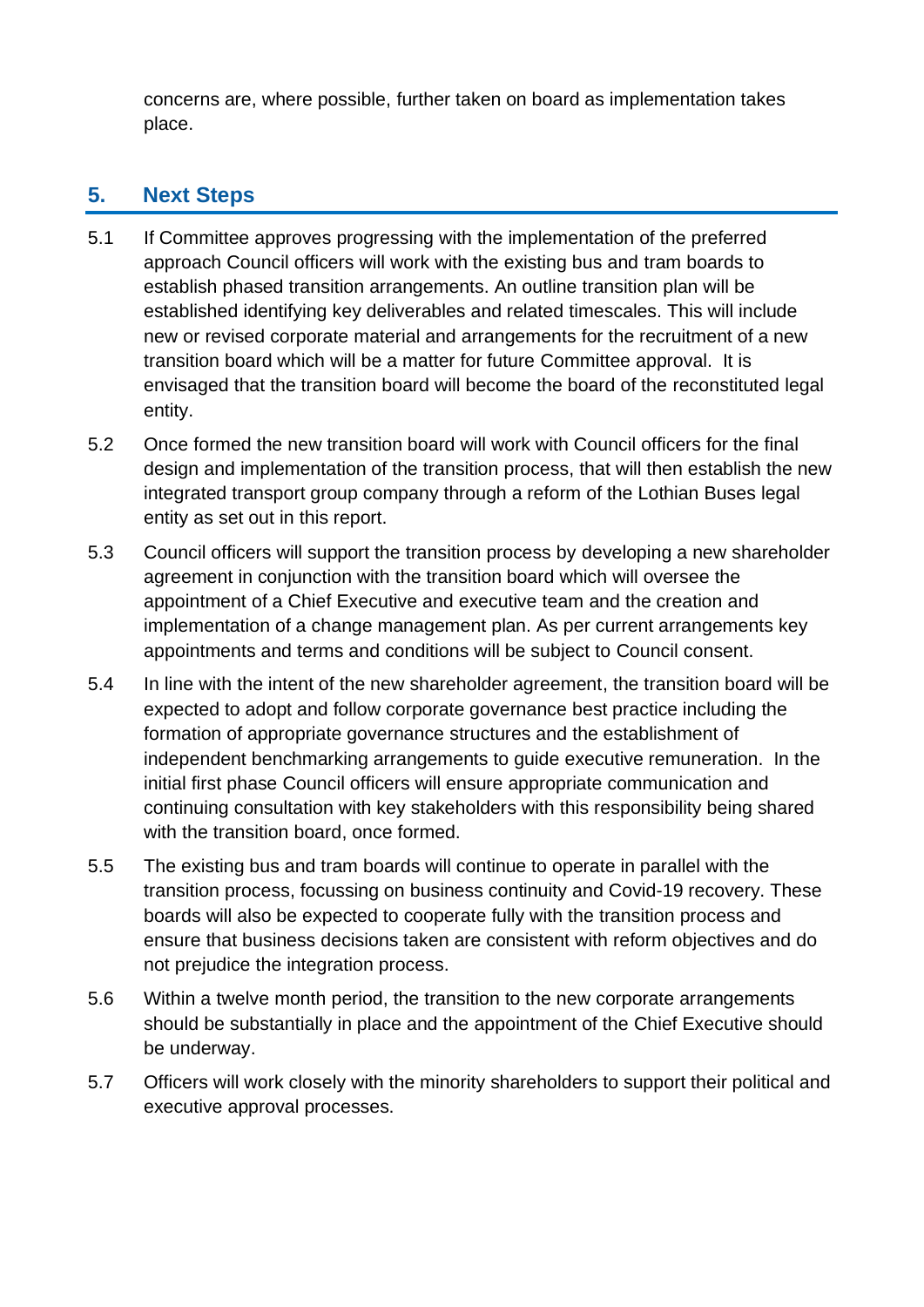concerns are, where possible, further taken on board as implementation takes place.

## 5. Next Steps

5.1 If Committee approves progressing with the implementation of the preferred approach Council officers will work with the existing bus and tram boards to establish phased transition arrangements. An outline transition plan will be established identifying key deliverables and related timescales. This will include new or revised corporate material and arrangements for the recruitment of a new transition board which will be a matter for future Committee approval. It is envisaged that the transition board will become the board of the reconstituted legal entity.

5.2 Once formed the new transition board will work with Council officers for the final design and implementation of the transition process, that will then establish the new integrated transport group company through a reform of the Lothian Buses legal entity as set out in this report.

5.3 Council officers will support the transition process by developing a new shareholder agreement in conjunction with the transition board which will oversee the appointment of a Chief Executive and executive team and the creation and implementation of a change management plan. As per current arrangements key appointments and terms and conditions will be subject to Council consent.

5.4 In line with the intent of the new shareholder agreement, the transition board will be expected to adopt and follow corporate governance best practice including the formation of appropriate governance structures and the establishment of independent benchmarking arrangements to guide executive remuneration. In the initial first phase Council officers will ensure appropriate communication and continuing consultation with key stakeholders with this responsibility being shared with the transition board, once formed.

5.5 The existing bus and tram boards will continue to operate in parallel with the transition process, focussing on business continuity and Covid-19 recovery. These boards will also be expected to cooperate fully with the transition process and ensure that business decisions taken are consistent with reform objectives and do not prejudice the integration process.

5.6 Within a twelve month period, the transition to the new corporate arrangements should be substantially in place and the appointment of the Chief Executive should be underway.

5.7 Officers will work closely with the minority shareholders to support their political and executive approval processes.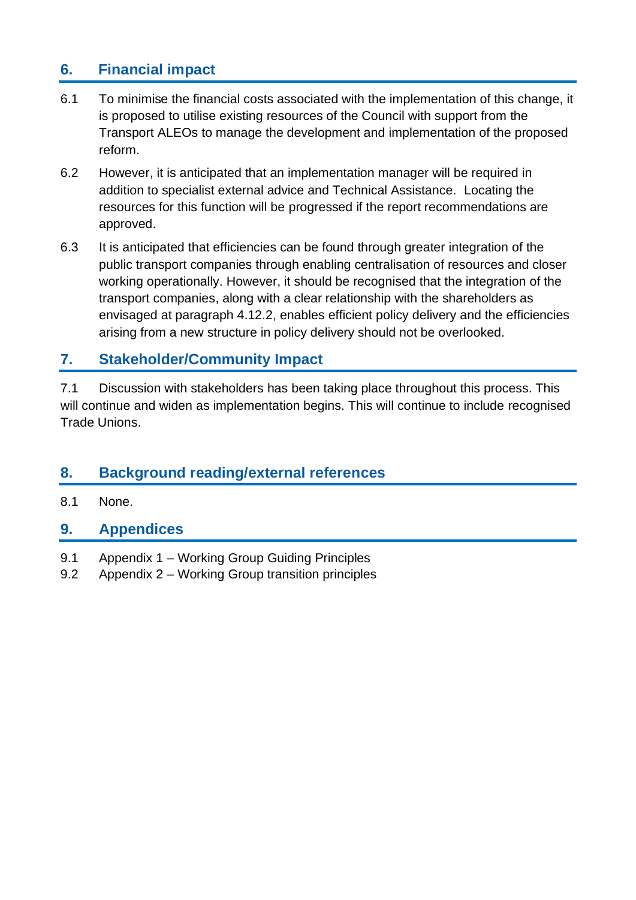## 6. Financial impact

6.1 To minimise the financial costs associated with the implementation of this change, it is proposed to utilise existing resources of the Council with support from the Transport ALEOs to manage the development and implementation of the proposed reform.

6.2 However, it is anticipated that an implementation manager will be required in addition to specialist external advice and Technical Assistance. Locating the resources for this function will be progressed if the report recommendations are approved.

6.3 It is anticipated that efficiencies can be found through greater integration of the public transport companies through enabling centralisation of resources and closer working operationally. However, it should be recognised that the integration of the transport companies, along with a clear relationship with the shareholders as envisaged at paragraph 4.12.2, enables efficient policy delivery and the efficiencies arising from a new structure in policy delivery should not be overlooked.

## 7. Stakeholder/Community Impact

7.1 Discussion with stakeholders has been taking place throughout this process. This will continue and widen as implementation begins. This will continue to include recognised Trade Unions.

## 8. Background reading/external references

8.1 None.

## 9. Appendices

9.1 Appendix 1 – Working Group Guiding Principles
9.2 Appendix 2 – Working Group transition principles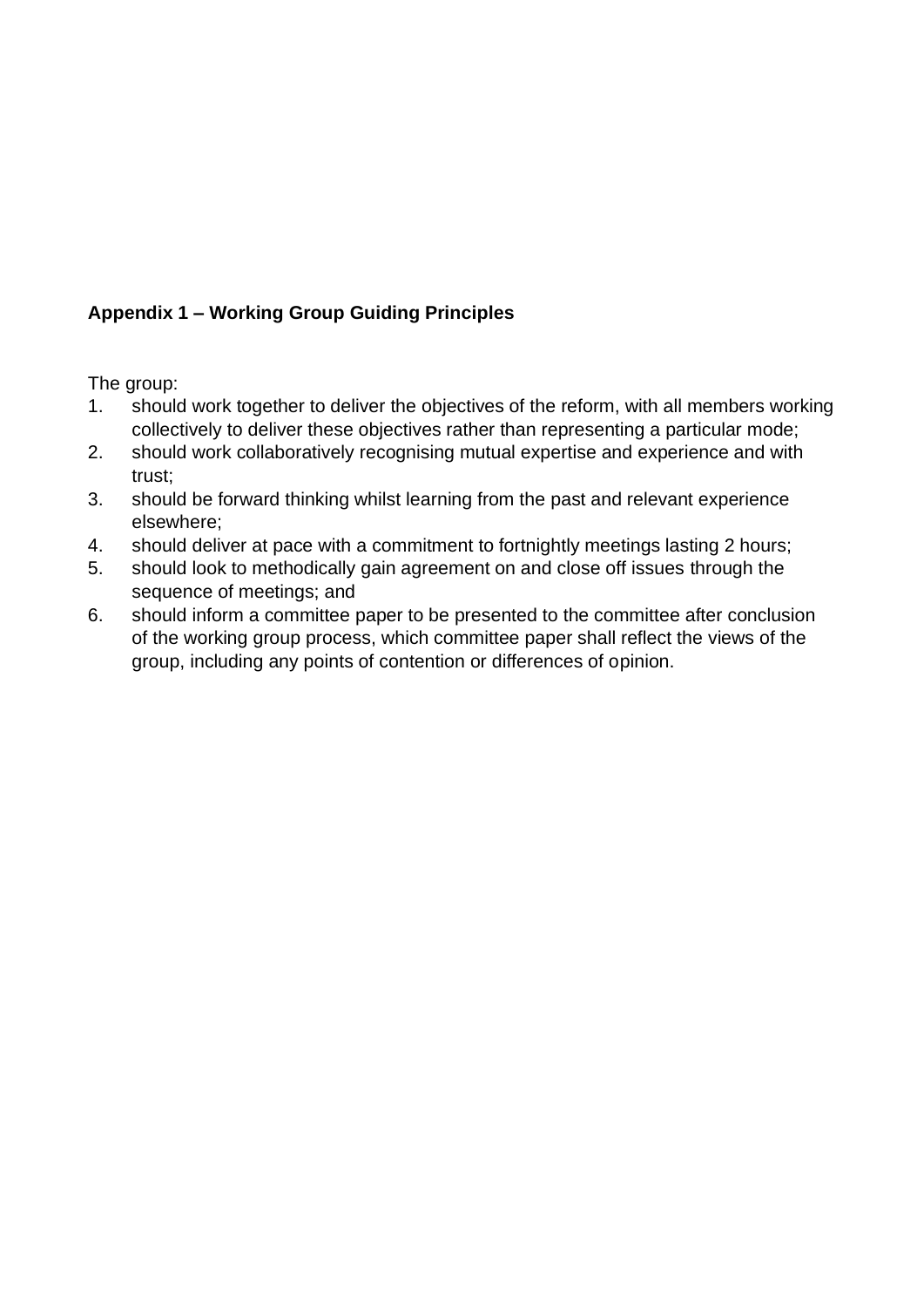**Appendix 1 – Working Group Guiding Principles**

The group:

1. should work together to deliver the objectives of the reform, with all members working collectively to deliver these objectives rather than representing a particular mode;
2. should work collaboratively recognising mutual expertise and experience and with trust;
3. should be forward thinking whilst learning from the past and relevant experience elsewhere;
4. should deliver at pace with a commitment to fortnightly meetings lasting 2 hours;
5. should look to methodically gain agreement on and close off issues through the sequence of meetings; and
6. should inform a committee paper to be presented to the committee after conclusion of the working group process, which committee paper shall reflect the views of the group, including any points of contention or differences of opinion.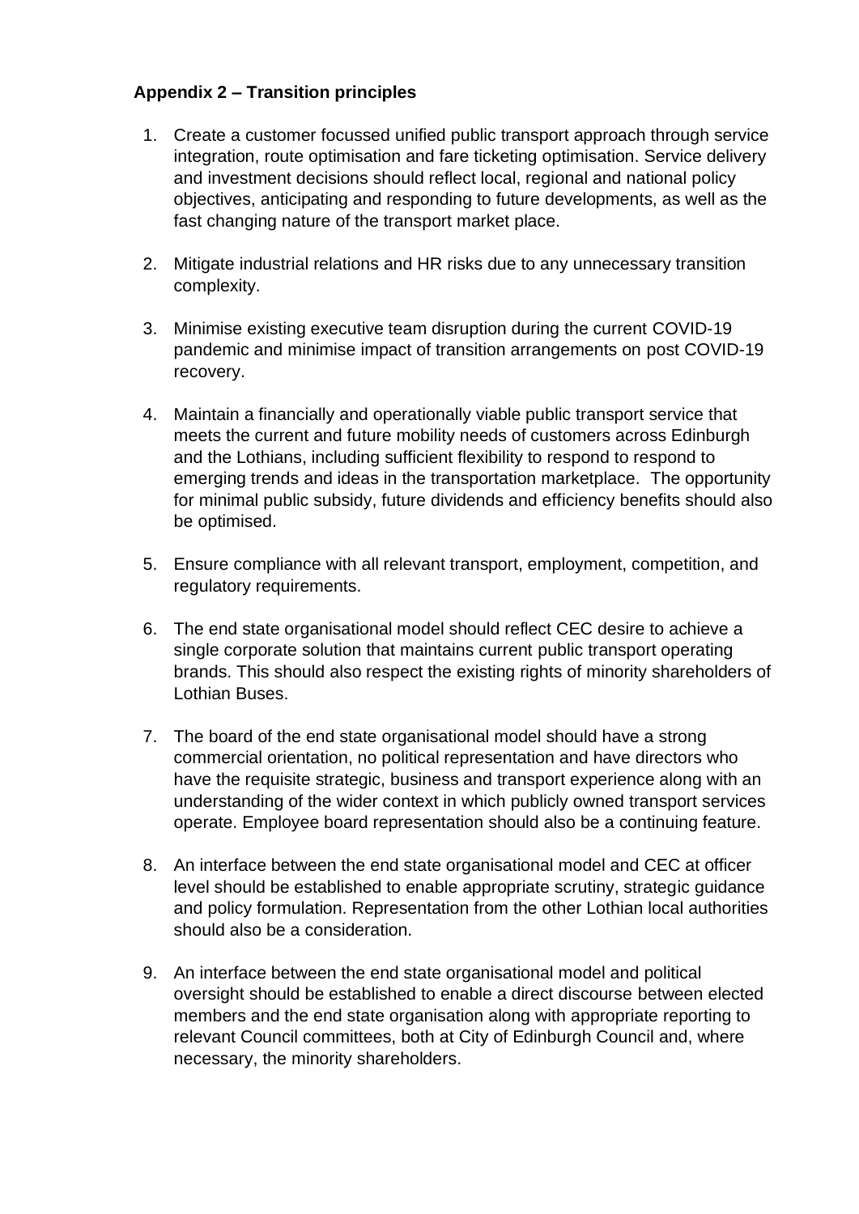## Appendix 2 – Transition principles

1. Create a customer focussed unified public transport approach through service integration, route optimisation and fare ticketing optimisation. Service delivery and investment decisions should reflect local, regional and national policy objectives, anticipating and responding to future developments, as well as the fast changing nature of the transport market place.

2. Mitigate industrial relations and HR risks due to any unnecessary transition complexity.

3. Minimise existing executive team disruption during the current COVID-19 pandemic and minimise impact of transition arrangements on post COVID-19 recovery.

4. Maintain a financially and operationally viable public transport service that meets the current and future mobility needs of customers across Edinburgh and the Lothians, including sufficient flexibility to respond to respond to emerging trends and ideas in the transportation marketplace. The opportunity for minimal public subsidy, future dividends and efficiency benefits should also be optimised.

5. Ensure compliance with all relevant transport, employment, competition, and regulatory requirements.

6. The end state organisational model should reflect CEC desire to achieve a single corporate solution that maintains current public transport operating brands. This should also respect the existing rights of minority shareholders of Lothian Buses.

7. The board of the end state organisational model should have a strong commercial orientation, no political representation and have directors who have the requisite strategic, business and transport experience along with an understanding of the wider context in which publicly owned transport services operate. Employee board representation should also be a continuing feature.

8. An interface between the end state organisational model and CEC at officer level should be established to enable appropriate scrutiny, strategic guidance and policy formulation. Representation from the other Lothian local authorities should also be a consideration.

9. An interface between the end state organisational model and political oversight should be established to enable a direct discourse between elected members and the end state organisation along with appropriate reporting to relevant Council committees, both at City of Edinburgh Council and, where necessary, the minority shareholders.